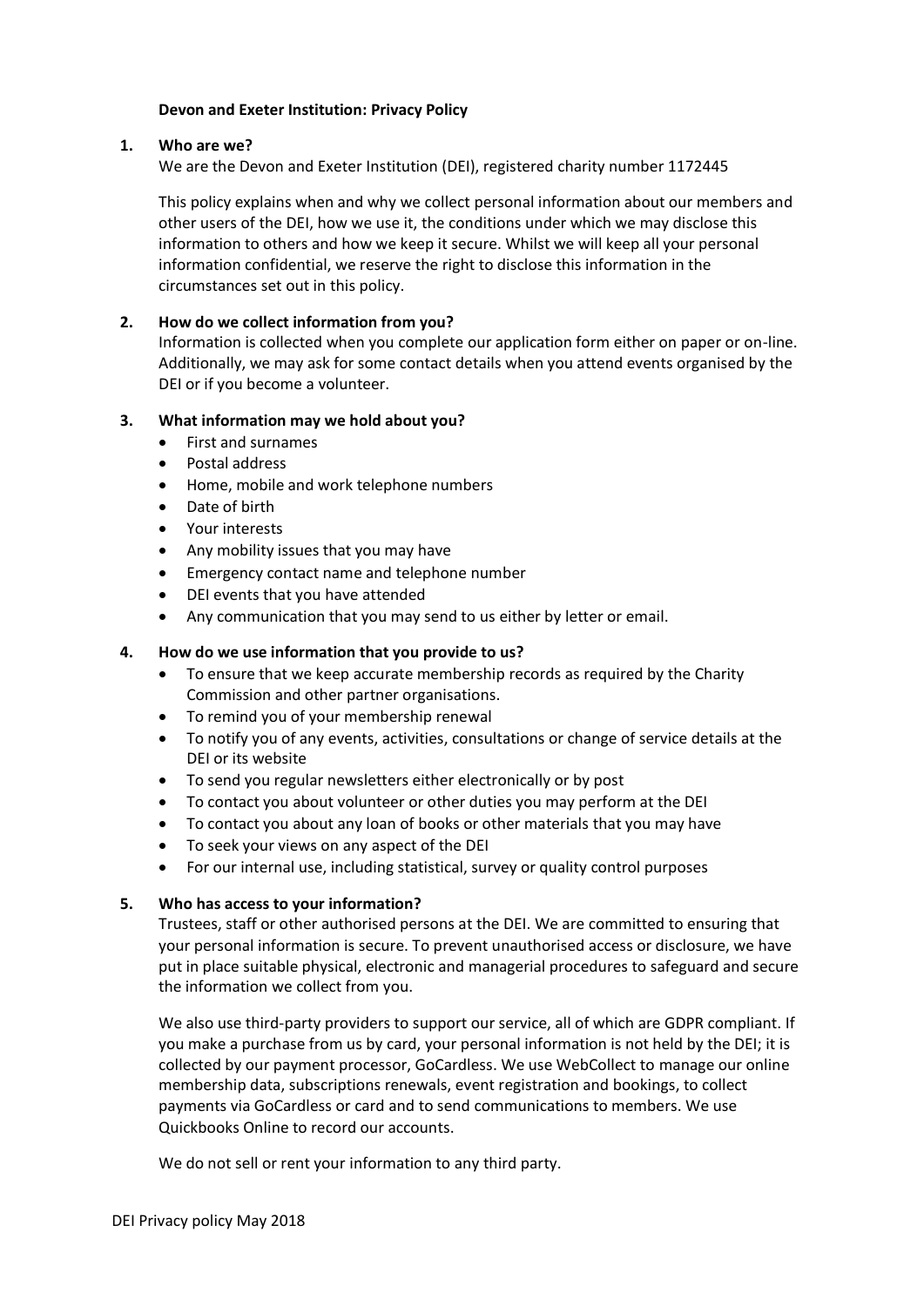# Devon and Exeter Institution: Privacy Policy

## 1. Who are we?

We are the Devon and Exeter Institution (DEI), registered charity number 1172445

This policy explains when and why we collect personal information about our members and other users of the DEI, how we use it, the conditions under which we may disclose this information to others and how we keep it secure. Whilst we will keep all your personal information confidential, we reserve the right to disclose this information in the circumstances set out in this policy.

## 2. How do we collect information from you?

Information is collected when you complete our application form either on paper or on-line. Additionally, we may ask for some contact details when you attend events organised by the DEI or if you become a volunteer.

## 3. What information may we hold about you?

- First and surnames
- Postal address
- Home, mobile and work telephone numbers
- Date of birth
- Your interests
- Any mobility issues that you may have
- Emergency contact name and telephone number
- DEI events that you have attended
- Any communication that you may send to us either by letter or email.

## 4. How do we use information that you provide to us?

- To ensure that we keep accurate membership records as required by the Charity Commission and other partner organisations.
- To remind you of your membership renewal
- To notify you of any events, activities, consultations or change of service details at the DEI or its website
- To send you regular newsletters either electronically or by post
- To contact you about volunteer or other duties you may perform at the DEI
- To contact you about any loan of books or other materials that you may have
- To seek your views on any aspect of the DEI
- For our internal use, including statistical, survey or quality control purposes

## 5. Who has access to your information?

Trustees, staff or other authorised persons at the DEI. We are committed to ensuring that your personal information is secure. To prevent unauthorised access or disclosure, we have put in place suitable physical, electronic and managerial procedures to safeguard and secure the information we collect from you.

We also use third-party providers to support our service, all of which are GDPR compliant. If you make a purchase from us by card, your personal information is not held by the DEI; it is collected by our payment processor, GoCardless. We use WebCollect to manage our online membership data, subscriptions renewals, event registration and bookings, to collect payments via GoCardless or card and to send communications to members. We use Quickbooks Online to record our accounts.

We do not sell or rent your information to any third party.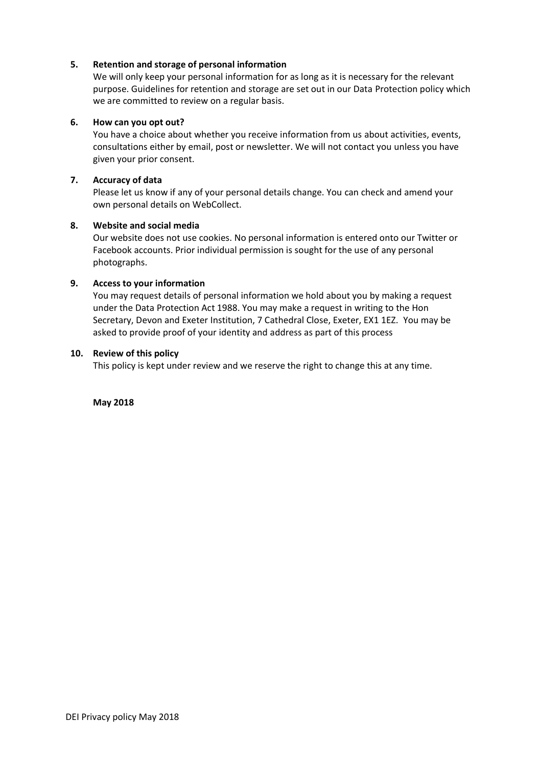**5. Retention and storage of personal information**

We will only keep your personal information for as long as it is necessary for the relevant purpose. Guidelines for retention and storage are set out in our Data Protection policy which we are committed to review on a regular basis.

**6. How can you opt out?**

You have a choice about whether you receive information from us about activities, events, consultations either by email, post or newsletter. We will not contact you unless you have given your prior consent.

**7. Accuracy of data**

Please let us know if any of your personal details change. You can check and amend your own personal details on WebCollect.

**8. Website and social media**

Our website does not use cookies. No personal information is entered onto our Twitter or Facebook accounts. Prior individual permission is sought for the use of any personal photographs.

**9. Access to your information**

You may request details of personal information we hold about you by making a request under the Data Protection Act 1988. You may make a request in writing to the Hon Secretary, Devon and Exeter Institution, 7 Cathedral Close, Exeter, EX1 1EZ. You may be asked to provide proof of your identity and address as part of this process

**10. Review of this policy**

This policy is kept under review and we reserve the right to change this at any time.

**May 2018**